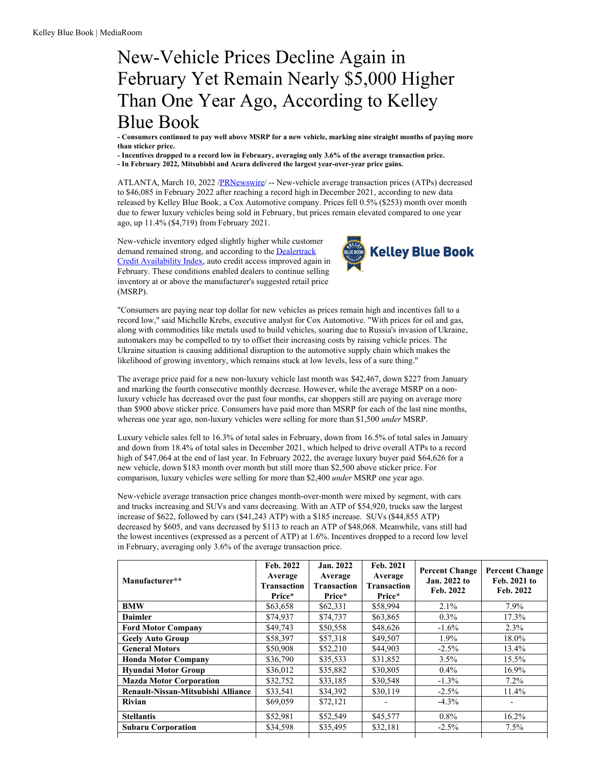# New-Vehicle Prices Decline Again in February Yet Remain Nearly $5,000 Higher Than One Year Ago, According to Kelley Blue Book

**- Consumers continued to pay well above MSRP for a new vehicle, marking nine straight months of paying more than sticker price.**

**- Incentives dropped to a record low in February, averaging only 3.6% of the average transaction price.**

**- In February 2022, Mitsubishi and Acura delivered the largest year-over-year price gains.**

ATLANTA, March 10, 2022 /PRNewswire/ -- New-vehicle average transaction prices (ATPs) decreased to $46,085 in February 2022 after reaching a record high in December 2021, according to new data released by Kelley Blue Book, a Cox Automotive company. Prices fell 0.5% ($253) month over month due to fewer luxury vehicles being sold in February, but prices remain elevated compared to one year ago, up 11.4% ($4,719) from February 2021.

New-vehicle inventory edged slightly higher while customer demand remained strong, and according to the Dealertrack Credit Availability Index, auto credit access improved again in February. These conditions enabled dealers to continue selling inventory at or above the manufacturer's suggested retail price (MSRP).

"Consumers are paying near top dollar for new vehicles as prices remain high and incentives fall to a record low," said Michelle Krebs, executive analyst for Cox Automotive. "With prices for oil and gas, along with commodities like metals used to build vehicles, soaring due to Russia's invasion of Ukraine, automakers may be compelled to try to offset their increasing costs by raising vehicle prices. The Ukraine situation is causing additional disruption to the automotive supply chain which makes the likelihood of growing inventory, which remains stuck at low levels, less of a sure thing."

The average price paid for a new non-luxury vehicle last month was $42,467, down $227 from January and marking the fourth consecutive monthly decrease. However, while the average MSRP on a non-luxury vehicle has decreased over the past four months, car shoppers still are paying on average more than $900 above sticker price. Consumers have paid more than MSRP for each of the last nine months, whereas one year ago, non-luxury vehicles were selling for more than $1,500 *under* MSRP.

Luxury vehicle sales fell to 16.3% of total sales in February, down from 16.5% of total sales in January and down from 18.4% of total sales in December 2021, which helped to drive overall ATPs to a record high of $47,064 at the end of last year. In February 2022, the average luxury buyer paid $64,626 for a new vehicle, down $183 month over month but still more than $2,500 above sticker price. For comparison, luxury vehicles were selling for more than $2,400 *under* MSRP one year ago.

New-vehicle average transaction price changes month-over-month were mixed by segment, with cars and trucks increasing and SUVs and vans decreasing. With an ATP of $54,920, trucks saw the largest increase of $622, followed by cars ($41,243 ATP) with a $185 increase. SUVs ($44,855 ATP) decreased by $605, and vans decreased by $113 to reach an ATP of $48,068. Meanwhile, vans still had the lowest incentives (expressed as a percent of ATP) at 1.6%. Incentives dropped to a record low level in February, averaging only 3.6% of the average transaction price.

| Manufacturer** | Feb. 2022 Average Transaction Price* | Jan. 2022 Average Transaction Price* | Feb. 2021 Average Transaction Price* | Percent Change Jan. 2022 to Feb. 2022 | Percent Change Feb. 2021 to Feb. 2022 |
|---|---|---|---|---|---|
| **BMW** | $63,658 | $62,331 | $58,994 | 2.1% | 7.9% |
| **Daimler** | $74,937 | $74,737 | $63,865 | 0.3% | 17.3% |
| **Ford Motor Company** | $49,743 | $50,558 | $48,626 | -1.6% | 2.3% |
| **Geely Auto Group** | $58,397 | $57,318 | $49,507 | 1.9% | 18.0% |
| **General Motors** | $50,908 | $52,210 | $44,903 | -2.5% | 13.4% |
| **Honda Motor Company** | $36,790 | $35,533 | $31,852 | 3.5% | 15.5% |
| **Hyundai Motor Group** | $36,012 | $35,882 | $30,805 | 0.4% | 16.9% |
| **Mazda Motor Corporation** | $32,752 | $33,185 | $30,548 | -1.3% | 7.2% |
| **Renault-Nissan-Mitsubishi Alliance** | $33,541 | $34,392 | $30,119 | -2.5% | 11.4% |
| **Rivian** | $69,059 | $72,121 | - | -4.3% | - |
| **Stellantis** | $52,981 | $52,549 | $45,577 | 0.8% | 16.2% |
| **Subaru Corporation** | $34,598 | $35,495 | $32,181 | -2.5% | 7.5% |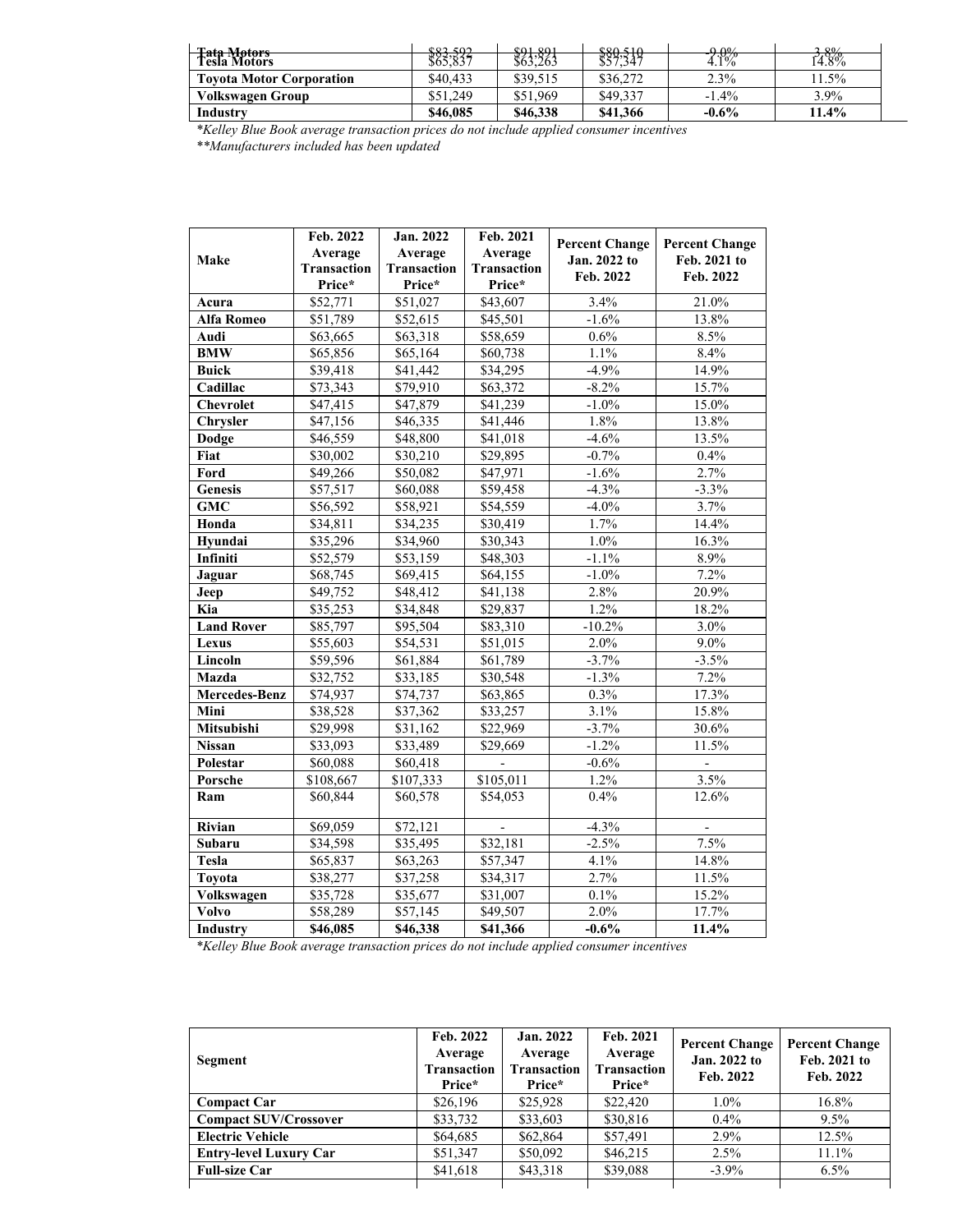| Tata Motors | $83,592 | $91,891 | $80,510 | -9.0% | 3.8% |
|---|---|---|---|---|---|
| Tesla Motors | $65,837 | $63,263 | $57,347 | 4.1% | 14.8% |
| Toyota Motor Corporation | $40,433 | $39,515 | $36,272 | 2.3% | 11.5% |
| Volkswagen Group | $51,249 | $51,969 | $49,337 | -1.4% | 3.9% |
| **Industry** | **$46,085** | **$46,338** | **$41,366** | **-0.6%** | **11.4%** |

*Kelley Blue Book average transaction prices do not include applied consumer incentives*

***Manufacturers included has been updated*

| Make | Feb. 2022 Average Transaction Price* | Jan. 2022 Average Transaction Price* | Feb. 2021 Average Transaction Price* | Percent Change Jan. 2022 to Feb. 2022 | Percent Change Feb. 2021 to Feb. 2022 |
|---|---|---|---|---|---|
| **Acura** | $52,771 | $51,027 | $43,607 | 3.4% | 21.0% |
| **Alfa Romeo** | $51,789 | $52,615 | $45,501 | -1.6% | 13.8% |
| **Audi** | $63,665 | $63,318 | $58,659 | 0.6% | 8.5% |
| **BMW** | $65,856 | $65,164 | $60,738 | 1.1% | 8.4% |
| **Buick** | $39,418 | $41,442 | $34,295 | -4.9% | 14.9% |
| **Cadillac** | $73,343 | $79,910 | $63,372 | -8.2% | 15.7% |
| **Chevrolet** | $47,415 | $47,879 | $41,239 | -1.0% | 15.0% |
| **Chrysler** | $47,156 | $46,335 | $41,446 | 1.8% | 13.8% |
| **Dodge** | $46,559 | $48,800 | $41,018 | -4.6% | 13.5% |
| **Fiat** | $30,002 | $30,210 | $29,895 | -0.7% | 0.4% |
| **Ford** | $49,266 | $50,082 | $47,971 | -1.6% | 2.7% |
| **Genesis** | $57,517 | $60,088 | $59,458 | -4.3% | -3.3% |
| **GMC** | $56,592 | $58,921 | $54,559 | -4.0% | 3.7% |
| **Honda** | $34,811 | $34,235 | $30,419 | 1.7% | 14.4% |
| **Hyundai** | $35,296 | $34,960 | $30,343 | 1.0% | 16.3% |
| **Infiniti** | $52,579 | $53,159 | $48,303 | -1.1% | 8.9% |
| **Jaguar** | $68,745 | $69,415 | $64,155 | -1.0% | 7.2% |
| **Jeep** | $49,752 | $48,412 | $41,138 | 2.8% | 20.9% |
| **Kia** | $35,253 | $34,848 | $29,837 | 1.2% | 18.2% |
| **Land Rover** | $85,797 | $95,504 | $83,310 | -10.2% | 3.0% |
| **Lexus** | $55,603 | $54,531 | $51,015 | 2.0% | 9.0% |
| **Lincoln** | $59,596 | $61,884 | $61,789 | -3.7% | -3.5% |
| **Mazda** | $32,752 | $33,185 | $30,548 | -1.3% | 7.2% |
| **Mercedes-Benz** | $74,937 | $74,737 | $63,865 | 0.3% | 17.3% |
| **Mini** | $38,528 | $37,362 | $33,257 | 3.1% | 15.8% |
| **Mitsubishi** | $29,998 | $31,162 | $22,969 | -3.7% | 30.6% |
| **Nissan** | $33,093 | $33,489 | $29,669 | -1.2% | 11.5% |
| **Polestar** | $60,088 | $60,418 | - | -0.6% | - |
| **Porsche** | $108,667 | $107,333 | $105,011 | 1.2% | 3.5% |
| **Ram** | $60,844 | $60,578 | $54,053 | 0.4% | 12.6% |
| **Rivian** | $69,059 | $72,121 | - | -4.3% | - |
| **Subaru** | $34,598 | $35,495 | $32,181 | -2.5% | 7.5% |
| **Tesla** | $65,837 | $63,263 | $57,347 | 4.1% | 14.8% |
| **Toyota** | $38,277 | $37,258 | $34,317 | 2.7% | 11.5% |
| **Volkswagen** | $35,728 | $35,677 | $31,007 | 0.1% | 15.2% |
| **Volvo** | $58,289 | $57,145 | $49,507 | 2.0% | 17.7% |
| **Industry** | **$46,085** | **$46,338** | **$41,366** | **-0.6%** | **11.4%** |

*Kelley Blue Book average transaction prices do not include applied consumer incentives*

| Segment | Feb. 2022 Average Transaction Price* | Jan. 2022 Average Transaction Price* | Feb. 2021 Average Transaction Price* | Percent Change Jan. 2022 to Feb. 2022 | Percent Change Feb. 2021 to Feb. 2022 |
|---|---|---|---|---|---|
| **Compact Car** | $26,196 | $25,928 | $22,420 | 1.0% | 16.8% |
| **Compact SUV/Crossover** | $33,732 | $33,603 | $30,816 | 0.4% | 9.5% |
| **Electric Vehicle** | $64,685 | $62,864 | $57,491 | 2.9% | 12.5% |
| **Entry-level Luxury Car** | $51,347 | $50,092 | $46,215 | 2.5% | 11.1% |
| **Full-size Car** | $41,618 | $43,318 | $39,088 | -3.9% | 6.5% |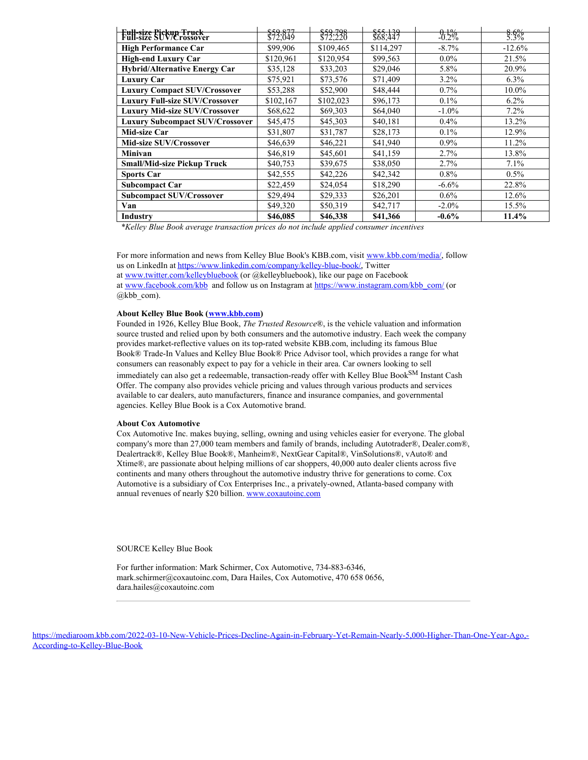| | | | | | |
|---|---|---|---|---|---|
| **Full-size Pickup Truck** | $59,877 | $59,798 | $55,139 | 0.1% | 8.6% |
| **Full-size SUV/Crossover** | $72,049 | $72,220 | $68,447 | -0.2% | 5.3% |
| **High Performance Car** | $99,906 | $109,465 | $114,297 | -8.7% | -12.6% |
| **High-end Luxury Car** | $120,961 | $120,954 | $99,563 | 0.0% | 21.5% |
| **Hybrid/Alternative Energy Car** | $35,128 | $33,203 | $29,046 | 5.8% | 20.9% |
| **Luxury Car** | $75,921 | $73,576 | $71,409 | 3.2% | 6.3% |
| **Luxury Compact SUV/Crossover** | $53,288 | $52,900 | $48,444 | 0.7% | 10.0% |
| **Luxury Full-size SUV/Crossover** | $102,167 | $102,023 | $96,173 | 0.1% | 6.2% |
| **Luxury Mid-size SUV/Crossover** | $68,622 | $69,303 | $64,040 | -1.0% | 7.2% |
| **Luxury Subcompact SUV/Crossover** | $45,475 | $45,303 | $40,181 | 0.4% | 13.2% |
| **Mid-size Car** | $31,807 | $31,787 | $28,173 | 0.1% | 12.9% |
| **Mid-size SUV/Crossover** | $46,639 | $46,221 | $41,940 | 0.9% | 11.2% |
| **Minivan** | $46,819 | $45,601 | $41,159 | 2.7% | 13.8% |
| **Small/Mid-size Pickup Truck** | $40,753 | $39,675 | $38,050 | 2.7% | 7.1% |
| **Sports Car** | $42,555 | $42,226 | $42,342 | 0.8% | 0.5% |
| **Subcompact Car** | $22,459 | $24,054 | $18,290 | -6.6% | 22.8% |
| **Subcompact SUV/Crossover** | $29,494 | $29,333 | $26,201 | 0.6% | 12.6% |
| **Van** | $49,320 | $50,319 | $42,717 | -2.0% | 15.5% |
| **Industry** | **$46,085** | **$46,338** | **$41,366** | **-0.6%** | **11.4%** |

*\*Kelley Blue Book average transaction prices do not include applied consumer incentives*

For more information and news from Kelley Blue Book's KBB.com, visit www.kbb.com/media/, follow us on LinkedIn at https://www.linkedin.com/company/kelley-blue-book/, Twitter at www.twitter.com/kelleybluebook (or @kelleybluebook), like our page on Facebook at www.facebook.com/kbb and follow us on Instagram at https://www.instagram.com/kbb_com/ (or @kbb_com).

**About Kelley Blue Book (www.kbb.com)**

Founded in 1926, Kelley Blue Book, *The Trusted Resource*®, is the vehicle valuation and information source trusted and relied upon by both consumers and the automotive industry. Each week the company provides market-reflective values on its top-rated website KBB.com, including its famous Blue Book® Trade-In Values and Kelley Blue Book® Price Advisor tool, which provides a range for what consumers can reasonably expect to pay for a vehicle in their area. Car owners looking to sell immediately can also get a redeemable, transaction-ready offer with Kelley Blue Book[SM] Instant Cash Offer. The company also provides vehicle pricing and values through various products and services available to car dealers, auto manufacturers, finance and insurance companies, and governmental agencies. Kelley Blue Book is a Cox Automotive brand.

**About Cox Automotive**

Cox Automotive Inc. makes buying, selling, owning and using vehicles easier for everyone. The global company's more than 27,000 team members and family of brands, including Autotrader®, Dealer.com®, Dealertrack®, Kelley Blue Book®, Manheim®, NextGear Capital®, VinSolutions®, vAuto® and Xtime®, are passionate about helping millions of car shoppers, 40,000 auto dealer clients across five continents and many others throughout the automotive industry thrive for generations to come. Cox Automotive is a subsidiary of Cox Enterprises Inc., a privately-owned, Atlanta-based company with annual revenues of nearly $20 billion. www.coxautoinc.com

SOURCE Kelley Blue Book

For further information: Mark Schirmer, Cox Automotive, 734-883-6346, mark.schirmer@coxautoinc.com, Dara Hailes, Cox Automotive, 470 658 0656, dara.hailes@coxautoinc.com

https://mediaroom.kbb.com/2022-03-10-New-Vehicle-Prices-Decline-Again-in-February-Yet-Remain-Nearly-5,000-Higher-Than-One-Year-Ago,-According-to-Kelley-Blue-Book